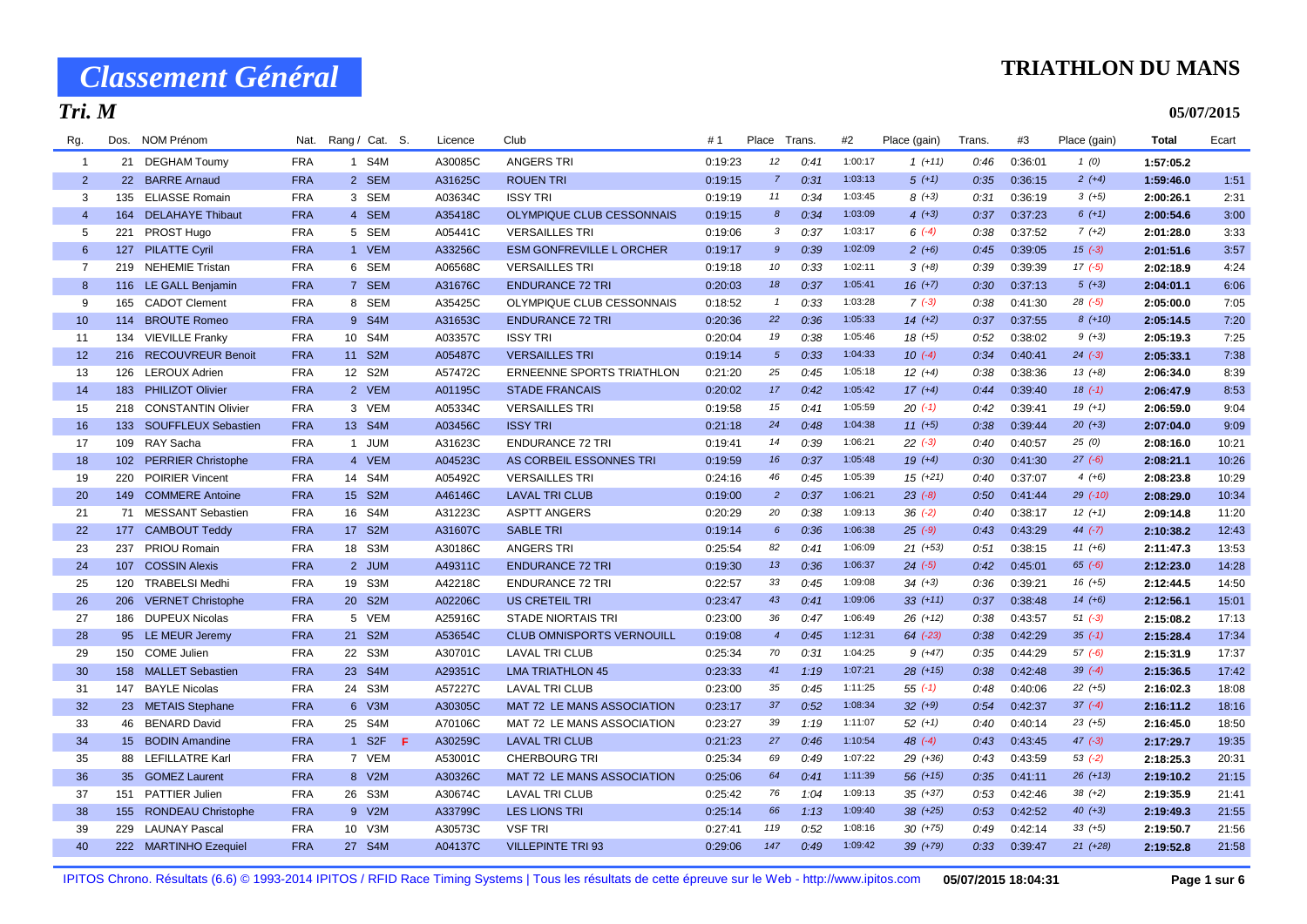# Classement Général

**TRIATHLON DU MANS**

*Tri. M*

**05/07/2015**

| Rg. | Dos. | NOM Prénom | Nat. | Rang / Cat. | S. | Licence | Club | # 1 | Place | Trans. | #2 | Place (gain) | Trans. | #3 | Place (gain) | Total | Ecart |
|---|---|---|---|---|---|---|---|---|---|---|---|---|---|---|---|---|---|
| 1 | 21 | DEGHAM Toumy | FRA | 1 S4M | | A30085C | ANGERS TRI | 0:19:23 | 12 | 0:41 | 1:00:17 | 1 (+11) | 0:46 | 0:36:01 | 1 (0) | 1:57:05.2 | |
| 2 | 22 | BARRE Arnaud | FRA | 2 SEM | | A31625C | ROUEN TRI | 0:19:15 | 7 | 0:31 | 1:03:13 | 5 (+1) | 0:35 | 0:36:15 | 2 (+4) | 1:59:46.0 | 1:51 |
| 3 | 135 | ELIASSE Romain | FRA | 3 SEM | | A03634C | ISSY TRI | 0:19:19 | 11 | 0:34 | 1:03:45 | 8 (+3) | 0:31 | 0:36:19 | 3 (+5) | 2:00:26.1 | 2:31 |
| 4 | 164 | DELAHAYE Thibaut | FRA | 4 SEM | | A35418C | OLYMPIQUE CLUB CESSONNAIS | 0:19:15 | 8 | 0:34 | 1:03:09 | 4 (+3) | 0:37 | 0:37:23 | 6 (+1) | 2:00:54.6 | 3:00 |
| 5 | 221 | PROST Hugo | FRA | 5 SEM | | A05441C | VERSAILLES TRI | 0:19:06 | 3 | 0:37 | 1:03:17 | 6 (-4) | 0:38 | 0:37:52 | 7 (+2) | 2:01:28.0 | 3:33 |
| 6 | 127 | PILATTE Cyril | FRA | 1 VEM | | A33256C | ESM GONFREVILLE L ORCHER | 0:19:17 | 9 | 0:39 | 1:02:09 | 2 (+6) | 0:45 | 0:39:05 | 15 (-3) | 2:01:51.6 | 3:57 |
| 7 | 219 | NEHEMIE Tristan | FRA | 6 SEM | | A06568C | VERSAILLES TRI | 0:19:18 | 10 | 0:33 | 1:02:11 | 3 (+8) | 0:39 | 0:39:39 | 17 (-5) | 2:02:18.9 | 4:24 |
| 8 | 116 | LE GALL Benjamin | FRA | 7 SEM | | A31676C | ENDURANCE 72 TRI | 0:20:03 | 18 | 0:37 | 1:05:41 | 16 (+7) | 0:30 | 0:37:13 | 5 (+3) | 2:04:01.1 | 6:06 |
| 9 | 165 | CADOT Clement | FRA | 8 SEM | | A35425C | OLYMPIQUE CLUB CESSONNAIS | 0:18:52 | 1 | 0:33 | 1:03:28 | 7 (-3) | 0:38 | 0:41:30 | 28 (-5) | 2:05:00.0 | 7:05 |
| 10 | 114 | BROUTE Romeo | FRA | 9 S4M | | A31653C | ENDURANCE 72 TRI | 0:20:36 | 22 | 0:36 | 1:05:33 | 14 (+2) | 0:37 | 0:37:55 | 8 (+10) | 2:05:14.5 | 7:20 |
| 11 | 134 | VIEVILLE Franky | FRA | 10 S4M | | A03357C | ISSY TRI | 0:20:04 | 19 | 0:38 | 1:05:46 | 18 (+5) | 0:52 | 0:38:02 | 9 (+3) | 2:05:19.3 | 7:25 |
| 12 | 216 | RECOUVREUR Benoit | FRA | 11 S2M | | A05487C | VERSAILLES TRI | 0:19:14 | 5 | 0:33 | 1:04:33 | 10 (-4) | 0:34 | 0:40:41 | 24 (-3) | 2:05:33.1 | 7:38 |
| 13 | 126 | LEROUX Adrien | FRA | 12 S2M | | A57472C | ERNEENNE SPORTS TRIATHLON | 0:21:20 | 25 | 0:45 | 1:05:18 | 12 (+4) | 0:38 | 0:38:36 | 13 (+8) | 2:06:34.0 | 8:39 |
| 14 | 183 | PHILIZOT Olivier | FRA | 2 VEM | | A01195C | STADE FRANCAIS | 0:20:02 | 17 | 0:42 | 1:05:42 | 17 (+4) | 0:44 | 0:39:40 | 18 (-1) | 2:06:47.9 | 8:53 |
| 15 | 218 | CONSTANTIN Olivier | FRA | 3 VEM | | A05334C | VERSAILLES TRI | 0:19:58 | 15 | 0:41 | 1:05:59 | 20 (-1) | 0:42 | 0:39:41 | 19 (+1) | 2:06:59.0 | 9:04 |
| 16 | 133 | SOUFFLEUX Sebastien | FRA | 13 S4M | | A03456C | ISSY TRI | 0:21:18 | 24 | 0:48 | 1:04:38 | 11 (+5) | 0:38 | 0:39:44 | 20 (+3) | 2:07:04.0 | 9:09 |
| 17 | 109 | RAY Sacha | FRA | 1 JUM | | A31623C | ENDURANCE 72 TRI | 0:19:41 | 14 | 0:39 | 1:06:21 | 22 (-3) | 0:40 | 0:40:57 | 25 (0) | 2:08:16.0 | 10:21 |
| 18 | 102 | PERRIER Christophe | FRA | 4 VEM | | A04523C | AS CORBEIL ESSONNES TRI | 0:19:59 | 16 | 0:37 | 1:05:48 | 19 (+4) | 0:30 | 0:41:30 | 27 (-6) | 2:08:21.1 | 10:26 |
| 19 | 220 | POIRIER Vincent | FRA | 14 S4M | | A05492C | VERSAILLES TRI | 0:24:16 | 46 | 0:45 | 1:05:39 | 15 (+21) | 0:40 | 0:37:07 | 4 (+6) | 2:08:23.8 | 10:29 |
| 20 | 149 | COMMERE Antoine | FRA | 15 S2M | | A46146C | LAVAL TRI CLUB | 0:19:00 | 2 | 0:37 | 1:06:21 | 23 (-8) | 0:50 | 0:41:44 | 29 (-10) | 2:08:29.0 | 10:34 |
| 21 | 71 | MESSANT Sebastien | FRA | 16 S4M | | A31223C | ASPTT ANGERS | 0:20:29 | 20 | 0:38 | 1:09:13 | 36 (-2) | 0:40 | 0:38:17 | 12 (+1) | 2:09:14.8 | 11:20 |
| 22 | 177 | CAMBOUT Teddy | FRA | 17 S2M | | A31607C | SABLE TRI | 0:19:14 | 6 | 0:36 | 1:06:38 | 25 (-9) | 0:43 | 0:43:29 | 44 (-7) | 2:10:38.2 | 12:43 |
| 23 | 237 | PRIOU Romain | FRA | 18 S3M | | A30186C | ANGERS TRI | 0:25:54 | 82 | 0:41 | 1:06:09 | 21 (+53) | 0:51 | 0:38:15 | 11 (+6) | 2:11:47.3 | 13:53 |
| 24 | 107 | COSSIN Alexis | FRA | 2 JUM | | A49311C | ENDURANCE 72 TRI | 0:19:30 | 13 | 0:36 | 1:06:37 | 24 (-5) | 0:42 | 0:45:01 | 65 (-6) | 2:12:23.0 | 14:28 |
| 25 | 120 | TRABELSI Medhi | FRA | 19 S3M | | A42218C | ENDURANCE 72 TRI | 0:22:57 | 33 | 0:45 | 1:09:08 | 34 (+3) | 0:36 | 0:39:21 | 16 (+5) | 2:12:44.5 | 14:50 |
| 26 | 206 | VERNET Christophe | FRA | 20 S2M | | A02206C | US CRETEIL TRI | 0:23:47 | 43 | 0:41 | 1:09:06 | 33 (+11) | 0:37 | 0:38:48 | 14 (+6) | 2:12:56.1 | 15:01 |
| 27 | 186 | DUPEUX Nicolas | FRA | 5 VEM | | A25916C | STADE NIORTAIS TRI | 0:23:00 | 36 | 0:47 | 1:06:49 | 26 (+12) | 0:38 | 0:43:57 | 51 (-3) | 2:15:08.2 | 17:13 |
| 28 | 95 | LE MEUR Jeremy | FRA | 21 S2M | | A53654C | CLUB OMNISPORTS VERNOUILL | 0:19:08 | 4 | 0:45 | 1:12:31 | 64 (-23) | 0:38 | 0:42:29 | 35 (-1) | 2:15:28.4 | 17:34 |
| 29 | 150 | COME Julien | FRA | 22 S3M | | A30701C | LAVAL TRI CLUB | 0:25:34 | 70 | 0:31 | 1:04:25 | 9 (+47) | 0:35 | 0:44:29 | 57 (-6) | 2:15:31.9 | 17:37 |
| 30 | 158 | MALLET Sebastien | FRA | 23 S4M | | A29351C | LMA TRIATHLON 45 | 0:23:33 | 41 | 1:19 | 1:07:21 | 28 (+15) | 0:38 | 0:42:48 | 39 (-4) | 2:15:36.5 | 17:42 |
| 31 | 147 | BAYLE Nicolas | FRA | 24 S3M | | A57227C | LAVAL TRI CLUB | 0:23:00 | 35 | 0:45 | 1:11:25 | 55 (-1) | 0:48 | 0:40:06 | 22 (+5) | 2:16:02.3 | 18:08 |
| 32 | 23 | METAIS Stephane | FRA | 6 V3M | | A30305C | MAT 72 LE MANS ASSOCIATION | 0:23:17 | 37 | 0:52 | 1:08:34 | 32 (+9) | 0:54 | 0:42:37 | 37 (-4) | 2:16:11.2 | 18:16 |
| 33 | 46 | BENARD David | FRA | 25 S4M | | A70106C | MAT 72 LE MANS ASSOCIATION | 0:23:27 | 39 | 1:19 | 1:11:07 | 52 (+1) | 0:40 | 0:40:14 | 23 (+5) | 2:16:45.0 | 18:50 |
| 34 | 15 | BODIN Amandine | FRA | 1 S2F | F | A30259C | LAVAL TRI CLUB | 0:21:23 | 27 | 0:46 | 1:10:54 | 48 (-4) | 0:43 | 0:43:45 | 47 (-3) | 2:17:29.7 | 19:35 |
| 35 | 88 | LEFILLATRE Karl | FRA | 7 VEM | | A53001C | CHERBOURG TRI | 0:25:34 | 69 | 0:49 | 1:07:22 | 29 (+36) | 0:43 | 0:43:59 | 53 (-2) | 2:18:25.3 | 20:31 |
| 36 | 35 | GOMEZ Laurent | FRA | 8 V2M | | A30326C | MAT 72 LE MANS ASSOCIATION | 0:25:06 | 64 | 0:41 | 1:11:39 | 56 (+15) | 0:35 | 0:41:11 | 26 (+13) | 2:19:10.2 | 21:15 |
| 37 | 151 | PATTIER Julien | FRA | 26 S3M | | A30674C | LAVAL TRI CLUB | 0:25:42 | 76 | 1:04 | 1:09:13 | 35 (+37) | 0:53 | 0:42:46 | 38 (+2) | 2:19:35.9 | 21:41 |
| 38 | 155 | RONDEAU Christophe | FRA | 9 V2M | | A33799C | LES LIONS TRI | 0:25:14 | 66 | 1:13 | 1:09:40 | 38 (+25) | 0:53 | 0:42:52 | 40 (+3) | 2:19:49.3 | 21:55 |
| 39 | 229 | LAUNAY Pascal | FRA | 10 V3M | | A30573C | VSF TRI | 0:27:41 | 119 | 0:52 | 1:08:16 | 30 (+75) | 0:49 | 0:42:14 | 33 (+5) | 2:19:50.7 | 21:56 |
| 40 | 222 | MARTINHO Ezequiel | FRA | 27 S4M | | A04137C | VILLEPINTE TRI 93 | 0:29:06 | 147 | 0:49 | 1:09:42 | 39 (+79) | 0:33 | 0:39:47 | 21 (+28) | 2:19:52.8 | 21:58 |

IPITOS Chrono. Résultats (6.6) © 1993-2014 IPITOS / RFID Race Timing Systems | Tous les résultats de cette épreuve sur le Web - http://www.ipitos.com **05/07/2015 18:04:31**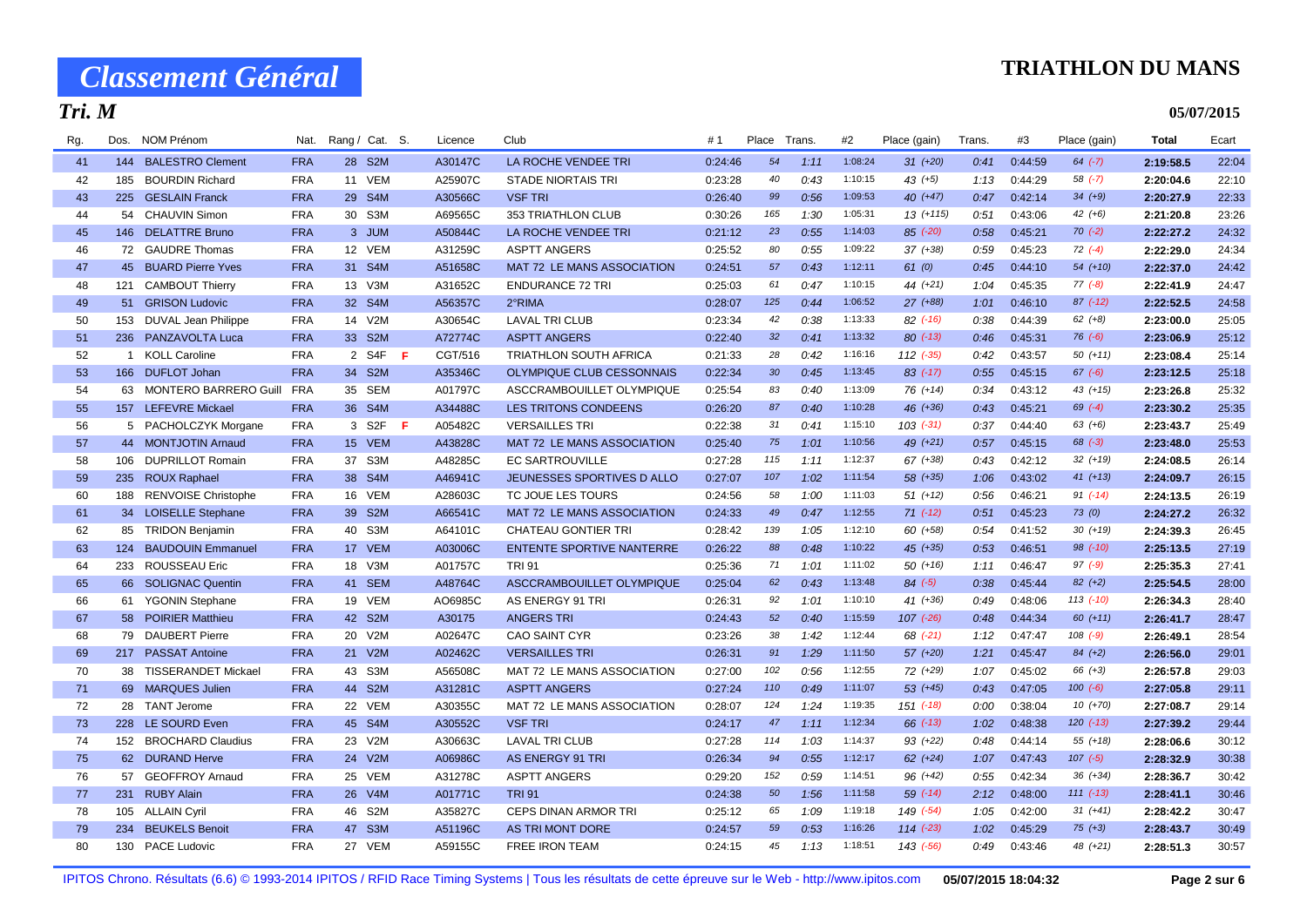# Classement Général

## TRIATHLON DU MANS

**Tri. M**

**05/07/2015**

| Rg. | Dos. | NOM Prénom | Nat. | Rang / Cat. | S. | Licence | Club | # 1 | Place | Trans. | #2 | Place (gain) | Trans. | #3 | Place (gain) | Total | Ecart |
|---|---|---|---|---|---|---|---|---|---|---|---|---|---|---|---|---|---|
| 41 | 144 | BALESTRO Clement | FRA | 28 S2M | | A30147C | LA ROCHE VENDEE TRI | 0:24:46 | 54 | 1:11 | 1:08:24 | 31 (+20) | 0:41 | 0:44:59 | 64 (-7) | **2:19:58.5** | 22:04 |
| 42 | 185 | BOURDIN Richard | FRA | 11 VEM | | A25907C | STADE NIORTAIS TRI | 0:23:28 | 40 | 0:43 | 1:10:15 | 43 (+5) | 1:13 | 0:44:29 | 58 (-7) | **2:20:04.6** | 22:10 |
| 43 | 225 | GESLAIN Franck | FRA | 29 S4M | | A30566C | VSF TRI | 0:26:40 | 99 | 0:56 | 1:09:53 | 40 (+47) | 0:47 | 0:42:14 | 34 (+9) | **2:20:27.9** | 22:33 |
| 44 | 54 | CHAUVIN Simon | FRA | 30 S3M | | A69565C | 353 TRIATHLON CLUB | 0:30:26 | 165 | 1:30 | 1:05:31 | 13 (+115) | 0:51 | 0:43:06 | 42 (+6) | **2:21:20.8** | 23:26 |
| 45 | 146 | DELATTRE Bruno | FRA | 3 JUM | | A50844C | LA ROCHE VENDEE TRI | 0:21:12 | 23 | 0:55 | 1:14:03 | 85 (-20) | 0:58 | 0:45:21 | 70 (-2) | **2:22:27.2** | 24:32 |
| 46 | 72 | GAUDRE Thomas | FRA | 12 VEM | | A31259C | ASPTT ANGERS | 0:25:52 | 80 | 0:55 | 1:09:22 | 37 (+38) | 0:59 | 0:45:23 | 72 (-4) | **2:22:29.0** | 24:34 |
| 47 | 45 | BUARD Pierre Yves | FRA | 31 S4M | | A51658C | MAT 72 LE MANS ASSOCIATION | 0:24:51 | 57 | 0:43 | 1:12:11 | 61 (0) | 0:45 | 0:44:10 | 54 (+10) | **2:22:37.0** | 24:42 |
| 48 | 121 | CAMBOUT Thierry | FRA | 13 V3M | | A31652C | ENDURANCE 72 TRI | 0:25:03 | 61 | 0:47 | 1:10:15 | 44 (+21) | 1:04 | 0:45:35 | 77 (-8) | **2:22:41.9** | 24:47 |
| 49 | 51 | GRISON Ludovic | FRA | 32 S4M | | A56357C | 2°RIMA | 0:28:07 | 125 | 0:44 | 1:06:52 | 27 (+88) | 1:01 | 0:46:10 | 87 (-12) | **2:22:52.5** | 24:58 |
| 50 | 153 | DUVAL Jean Philippe | FRA | 14 V2M | | A30654C | LAVAL TRI CLUB | 0:23:34 | 42 | 0:38 | 1:13:33 | 82 (-16) | 0:38 | 0:44:39 | 62 (+8) | **2:23:00.0** | 25:05 |
| 51 | 236 | PANZAVOLTA Luca | FRA | 33 S2M | | A72774C | ASPTT ANGERS | 0:22:40 | 32 | 0:41 | 1:13:32 | 80 (-13) | 0:46 | 0:45:31 | 76 (-6) | **2:23:06.9** | 25:12 |
| 52 | 1 | KOLL Caroline | FRA | 2 S4F | F | CGT/516 | TRIATHLON SOUTH AFRICA | 0:21:33 | 28 | 0:42 | 1:16:16 | 112 (-35) | 0:42 | 0:43:57 | 50 (+11) | **2:23:08.4** | 25:14 |
| 53 | 166 | DUFLOT Johan | FRA | 34 S2M | | A35346C | OLYMPIQUE CLUB CESSONNAIS | 0:22:34 | 30 | 0:45 | 1:13:45 | 83 (-17) | 0:55 | 0:45:15 | 67 (-6) | **2:23:12.5** | 25:18 |
| 54 | 63 | MONTERO BARRERO Guill | FRA | 35 SEM | | A01797C | ASCCRAMBOUILLET OLYMPIQUE | 0:25:54 | 83 | 0:40 | 1:13:09 | 76 (+14) | 0:34 | 0:43:12 | 43 (+15) | **2:23:26.8** | 25:32 |
| 55 | 157 | LEFEVRE Mickael | FRA | 36 S4M | | A34488C | LES TRITONS CONDEENS | 0:26:20 | 87 | 0:40 | 1:10:28 | 46 (+36) | 0:43 | 0:45:21 | 69 (-4) | **2:23:30.2** | 25:35 |
| 56 | 5 | PACHOLCZYK Morgane | FRA | 3 S2F | F | A05482C | VERSAILLES TRI | 0:22:38 | 31 | 0:41 | 1:15:10 | 103 (-31) | 0:37 | 0:44:40 | 63 (+6) | **2:23:43.7** | 25:49 |
| 57 | 44 | MONTJOTIN Arnaud | FRA | 15 VEM | | A43828C | MAT 72 LE MANS ASSOCIATION | 0:25:40 | 75 | 1:01 | 1:10:56 | 49 (+21) | 0:57 | 0:45:15 | 68 (-3) | **2:23:48.0** | 25:53 |
| 58 | 106 | DUPRILLOT Romain | FRA | 37 S3M | | A48285C | EC SARTROUVILLE | 0:27:28 | 115 | 1:11 | 1:12:37 | 67 (+38) | 0:43 | 0:42:12 | 32 (+19) | **2:24:08.5** | 26:14 |
| 59 | 235 | ROUX Raphael | FRA | 38 S4M | | A46941C | JEUNESSES SPORTIVES D ALLO | 0:27:07 | 107 | 1:02 | 1:11:54 | 58 (+35) | 1:06 | 0:43:02 | 41 (+13) | **2:24:09.7** | 26:15 |
| 60 | 188 | RENVOISE Christophe | FRA | 16 VEM | | A28603C | TC JOUE LES TOURS | 0:24:56 | 58 | 1:00 | 1:11:03 | 51 (+12) | 0:56 | 0:46:21 | 91 (-14) | **2:24:13.5** | 26:19 |
| 61 | 34 | LOISELLE Stephane | FRA | 39 S2M | | A66541C | MAT 72 LE MANS ASSOCIATION | 0:24:33 | 49 | 0:47 | 1:12:55 | 71 (-12) | 0:51 | 0:45:23 | 73 (0) | **2:24:27.2** | 26:32 |
| 62 | 85 | TRIDON Benjamin | FRA | 40 S3M | | A64101C | CHATEAU GONTIER TRI | 0:28:42 | 139 | 1:05 | 1:12:10 | 60 (+58) | 0:54 | 0:41:52 | 30 (+19) | **2:24:39.3** | 26:45 |
| 63 | 124 | BAUDOUIN Emmanuel | FRA | 17 VEM | | A03006C | ENTENTE SPORTIVE NANTERRE | 0:26:22 | 88 | 0:48 | 1:10:22 | 45 (+35) | 0:53 | 0:46:51 | 98 (-10) | **2:25:13.5** | 27:19 |
| 64 | 233 | ROUSSEAU Eric | FRA | 18 V3M | | A01757C | TRI 91 | 0:25:36 | 71 | 1:01 | 1:11:02 | 50 (+16) | 1:11 | 0:46:47 | 97 (-9) | **2:25:35.3** | 27:41 |
| 65 | 66 | SOLIGNAC Quentin | FRA | 41 SEM | | A48764C | ASCCRAMBOUILLET OLYMPIQUE | 0:25:04 | 62 | 0:43 | 1:13:48 | 84 (-5) | 0:38 | 0:45:44 | 82 (+2) | **2:25:54.5** | 28:00 |
| 66 | 61 | YGONIN Stephane | FRA | 19 VEM | | AO6985C | AS ENERGY 91 TRI | 0:26:31 | 92 | 1:01 | 1:10:10 | 41 (+36) | 0:49 | 0:48:06 | 113 (-10) | **2:26:34.3** | 28:40 |
| 67 | 58 | POIRIER Matthieu | FRA | 42 S2M | | A30175 | ANGERS TRI | 0:24:43 | 52 | 0:40 | 1:15:59 | 107 (-26) | 0:48 | 0:44:34 | 60 (+11) | **2:26:41.7** | 28:47 |
| 68 | 79 | DAUBERT Pierre | FRA | 20 V2M | | A02647C | CAO SAINT CYR | 0:23:26 | 38 | 1:42 | 1:12:44 | 68 (-21) | 1:12 | 0:47:47 | 108 (-9) | **2:26:49.1** | 28:54 |
| 69 | 217 | PASSAT Antoine | FRA | 21 V2M | | A02462C | VERSAILLES TRI | 0:26:31 | 91 | 1:29 | 1:11:50 | 57 (+20) | 1:21 | 0:45:47 | 84 (+2) | **2:26:56.0** | 29:01 |
| 70 | 38 | TISSERANDET Mickael | FRA | 43 S3M | | A56508C | MAT 72 LE MANS ASSOCIATION | 0:27:00 | 102 | 0:56 | 1:12:55 | 72 (+29) | 1:07 | 0:45:02 | 66 (+3) | **2:26:57.8** | 29:03 |
| 71 | 69 | MARQUES Julien | FRA | 44 S2M | | A31281C | ASPTT ANGERS | 0:27:24 | 110 | 0:49 | 1:11:07 | 53 (+45) | 0:43 | 0:47:05 | 100 (-6) | **2:27:05.8** | 29:11 |
| 72 | 28 | TANT Jerome | FRA | 22 VEM | | A30355C | MAT 72 LE MANS ASSOCIATION | 0:28:07 | 124 | 1:24 | 1:19:35 | 151 (-18) | 0:00 | 0:38:04 | 10 (+70) | **2:27:08.7** | 29:14 |
| 73 | 228 | LE SOURD Even | FRA | 45 S4M | | A30552C | VSF TRI | 0:24:17 | 47 | 1:11 | 1:12:34 | 66 (-13) | 1:02 | 0:48:38 | 120 (-13) | **2:27:39.2** | 29:44 |
| 74 | 152 | BROCHARD Claudius | FRA | 23 V2M | | A30663C | LAVAL TRI CLUB | 0:27:28 | 114 | 1:03 | 1:14:37 | 93 (+22) | 0:48 | 0:44:14 | 55 (+18) | **2:28:06.6** | 30:12 |
| 75 | 62 | DURAND Herve | FRA | 24 V2M | | A06986C | AS ENERGY 91 TRI | 0:26:34 | 94 | 0:55 | 1:12:17 | 62 (+24) | 1:07 | 0:47:43 | 107 (-5) | **2:28:32.9** | 30:38 |
| 76 | 57 | GEOFFROY Arnaud | FRA | 25 VEM | | A31278C | ASPTT ANGERS | 0:29:20 | 152 | 0:59 | 1:14:51 | 96 (+42) | 0:55 | 0:42:34 | 36 (+34) | **2:28:36.7** | 30:42 |
| 77 | 231 | RUBY Alain | FRA | 26 V4M | | A01771C | TRI 91 | 0:24:38 | 50 | 1:56 | 1:11:58 | 59 (-14) | 2:12 | 0:48:00 | 111 (-13) | **2:28:41.1** | 30:46 |
| 78 | 105 | ALLAIN Cyril | FRA | 46 S2M | | A35827C | CEPS DINAN ARMOR TRI | 0:25:12 | 65 | 1:09 | 1:19:18 | 149 (-54) | 1:05 | 0:42:00 | 31 (+41) | **2:28:42.2** | 30:47 |
| 79 | 234 | BEUKELS Benoit | FRA | 47 S3M | | A51196C | AS TRI MONT DORE | 0:24:57 | 59 | 0:53 | 1:16:26 | 114 (-23) | 1:02 | 0:45:29 | 75 (+3) | **2:28:43.7** | 30:49 |
| 80 | 130 | PACE Ludovic | FRA | 27 VEM | | A59155C | FREE IRON TEAM | 0:24:15 | 45 | 1:13 | 1:18:51 | 143 (-56) | 0:49 | 0:43:46 | 48 (+21) | **2:28:51.3** | 30:57 |

IPITOS Chrono. Résultats (6.6) © 1993-2014 IPITOS / RFID Race Timing Systems | Tous les résultats de cette épreuve sur le Web - http://www.ipitos.com **05/07/2015 18:04:32**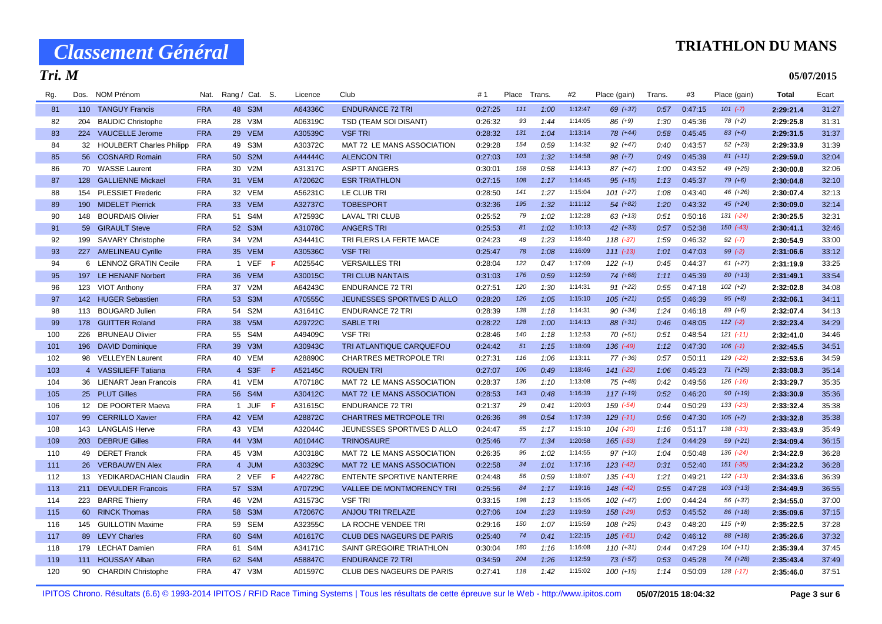# Classement Général

**TRIATHLON DU MANS**

*Tri. M*

**05/07/2015**

| Rg. | Dos. | NOM Prénom | Nat. | Rang / Cat. | S. | Licence | Club | #1 | Place | Trans. | #2 | Place (gain) | Trans. | #3 | Place (gain) | Total | Ecart |
|---|---|---|---|---|---|---|---|---|---|---|---|---|---|---|---|---|---|
| 81 | 110 | TANGUY Francis | FRA | 48 S3M | | A64336C | ENDURANCE 72 TRI | 0:27:25 | 111 | 1:00 | 1:12:47 | 69 (+37) | 0:57 | 0:47:15 | 101 (-7) | 2:29:21.4 | 31:27 |
| 82 | 204 | BAUDIC Christophe | FRA | 28 V3M | | A06319C | TSD (TEAM SOI DISANT) | 0:26:32 | 93 | 1:44 | 1:14:05 | 86 (+9) | 1:30 | 0:45:36 | 78 (+2) | 2:29:25.8 | 31:31 |
| 83 | 224 | VAUCELLE Jerome | FRA | 29 VEM | | A30539C | VSF TRI | 0:28:32 | 131 | 1:04 | 1:13:14 | 78 (+44) | 0:58 | 0:45:45 | 83 (+4) | 2:29:31.5 | 31:37 |
| 84 | 32 | HOULBERT Charles Philipp | FRA | 49 S3M | | A30372C | MAT 72 LE MANS ASSOCIATION | 0:29:28 | 154 | 0:59 | 1:14:32 | 92 (+47) | 0:40 | 0:43:57 | 52 (+23) | 2:29:33.9 | 31:39 |
| 85 | 56 | COSNARD Romain | FRA | 50 S2M | | A44444C | ALENCON TRI | 0:27:03 | 103 | 1:32 | 1:14:58 | 98 (+7) | 0:49 | 0:45:39 | 81 (+11) | 2:29:59.0 | 32:04 |
| 86 | 70 | WASSE Laurent | FRA | 30 V2M | | A31317C | ASPTT ANGERS | 0:30:01 | 158 | 0:58 | 1:14:13 | 87 (+47) | 1:00 | 0:43:52 | 49 (+25) | 2:30:00.8 | 32:06 |
| 87 | 128 | GALLIENNE Mickael | FRA | 31 VEM | | A72062C | ESR TRIATHLON | 0:27:15 | 108 | 1:17 | 1:14:45 | 95 (+15) | 1:13 | 0:45:37 | 79 (+6) | 2:30:04.8 | 32:10 |
| 88 | 154 | PLESSIET Frederic | FRA | 32 VEM | | A56231C | LE CLUB TRI | 0:28:50 | 141 | 1:27 | 1:15:04 | 101 (+27) | 1:08 | 0:43:40 | 46 (+26) | 2:30:07.4 | 32:13 |
| 89 | 190 | MIDELET Pierrick | FRA | 33 VEM | | A32737C | TOBESPORT | 0:32:36 | 195 | 1:32 | 1:11:12 | 54 (+82) | 1:20 | 0:43:32 | 45 (+24) | 2:30:09.0 | 32:14 |
| 90 | 148 | BOURDAIS Olivier | FRA | 51 S4M | | A72593C | LAVAL TRI CLUB | 0:25:52 | 79 | 1:02 | 1:12:28 | 63 (+13) | 0:51 | 0:50:16 | 131 (-24) | 2:30:25.5 | 32:31 |
| 91 | 59 | GIRAULT Steve | FRA | 52 S3M | | A31078C | ANGERS TRI | 0:25:53 | 81 | 1:02 | 1:10:13 | 42 (+33) | 0:57 | 0:52:38 | 150 (-43) | 2:30:41.1 | 32:46 |
| 92 | 199 | SAVARY Christophe | FRA | 34 V2M | | A34441C | TRI FLERS LA FERTE MACE | 0:24:23 | 48 | 1:23 | 1:16:40 | 118 (-37) | 1:59 | 0:46:32 | 92 (-7) | 2:30:54.9 | 33:00 |
| 93 | 227 | AMELINEAU Cyrille | FRA | 35 VEM | | A30536C | VSF TRI | 0:25:47 | 78 | 1:08 | 1:16:09 | 111 (-13) | 1:01 | 0:47:03 | 99 (-2) | 2:31:06.6 | 33:12 |
| 94 | 6 | LENNOZ GRATIN Cecile | FRA | 1 VEF | F | A02554C | VERSAILLES TRI | 0:28:04 | 122 | 0:47 | 1:17:09 | 122 (+1) | 0:45 | 0:44:37 | 61 (+27) | 2:31:19.9 | 33:25 |
| 95 | 197 | LE HENANF Norbert | FRA | 36 VEM | | A30015C | TRI CLUB NANTAIS | 0:31:03 | 176 | 0:59 | 1:12:59 | 74 (+68) | 1:11 | 0:45:39 | 80 (+13) | 2:31:49.1 | 33:54 |
| 96 | 123 | VIOT Anthony | FRA | 37 V2M | | A64243C | ENDURANCE 72 TRI | 0:27:51 | 120 | 1:30 | 1:14:31 | 91 (+22) | 0:55 | 0:47:18 | 102 (+2) | 2:32:02.8 | 34:08 |
| 97 | 142 | HUGER Sebastien | FRA | 53 S3M | | A70555C | JEUNESSES SPORTIVES D ALLO | 0:28:20 | 126 | 1:05 | 1:15:10 | 105 (+21) | 0:55 | 0:46:39 | 95 (+8) | 2:32:06.1 | 34:11 |
| 98 | 113 | BOUGARD Julien | FRA | 54 S2M | | A31641C | ENDURANCE 72 TRI | 0:28:39 | 138 | 1:18 | 1:14:31 | 90 (+34) | 1:24 | 0:46:18 | 89 (+6) | 2:32:07.4 | 34:13 |
| 99 | 178 | GUITTER Roland | FRA | 38 V5M | | A29722C | SABLE TRI | 0:28:22 | 128 | 1:00 | 1:14:13 | 88 (+31) | 0:46 | 0:48:05 | 112 (-2) | 2:32:23.4 | 34:29 |
| 100 | 226 | BRUNEAU Olivier | FRA | 55 S4M | | A49409C | VSF TRI | 0:28:46 | 140 | 1:18 | 1:12:53 | 70 (+51) | 0:51 | 0:48:54 | 121 (-11) | 2:32:41.0 | 34:46 |
| 101 | 196 | DAVID Dominique | FRA | 39 V3M | | A30943C | TRI ATLANTIQUE CARQUEFOU | 0:24:42 | 51 | 1:15 | 1:18:09 | 136 (-49) | 1:12 | 0:47:30 | 106 (-1) | 2:32:45.5 | 34:51 |
| 102 | 98 | VELLEYEN Laurent | FRA | 40 VEM | | A28890C | CHARTRES METROPOLE TRI | 0:27:31 | 116 | 1:06 | 1:13:11 | 77 (+36) | 0:57 | 0:50:11 | 129 (-22) | 2:32:53.6 | 34:59 |
| 103 | 4 | VASSILIEFF Tatiana | FRA | 4 S3F | F | A52145C | ROUEN TRI | 0:27:07 | 106 | 0:49 | 1:18:46 | 141 (-22) | 1:06 | 0:45:23 | 71 (+25) | 2:33:08.3 | 35:14 |
| 104 | 36 | LIENART Jean Francois | FRA | 41 VEM | | A70718C | MAT 72 LE MANS ASSOCIATION | 0:28:37 | 136 | 1:10 | 1:13:08 | 75 (+48) | 0:42 | 0:49:56 | 126 (-16) | 2:33:29.7 | 35:35 |
| 105 | 25 | PLUT Gilles | FRA | 56 S4M | | A30412C | MAT 72 LE MANS ASSOCIATION | 0:28:53 | 143 | 0:48 | 1:16:39 | 117 (+19) | 0:52 | 0:46:20 | 90 (+19) | 2:33:30.9 | 35:36 |
| 106 | 12 | DE POORTER Maeva | FRA | 1 JUF | F | A31615C | ENDURANCE 72 TRI | 0:21:37 | 29 | 0:41 | 1:20:03 | 159 (-54) | 0:44 | 0:50:29 | 133 (-23) | 2:33:32.4 | 35:38 |
| 107 | 99 | CERRILLO Xavier | FRA | 42 VEM | | A28872C | CHARTRES METROPOLE TRI | 0:26:36 | 98 | 0:54 | 1:17:39 | 129 (-11) | 0:56 | 0:47:30 | 105 (+2) | 2:33:32.8 | 35:38 |
| 108 | 143 | LANGLAIS Herve | FRA | 43 VEM | | A32044C | JEUNESSES SPORTIVES D ALLO | 0:24:47 | 55 | 1:17 | 1:15:10 | 104 (-20) | 1:16 | 0:51:17 | 138 (-33) | 2:33:43.9 | 35:49 |
| 109 | 203 | DEBRUE Gilles | FRA | 44 V3M | | A01044C | TRINOSAURE | 0:25:46 | 77 | 1:34 | 1:20:58 | 165 (-53) | 1:24 | 0:44:29 | 59 (+21) | 2:34:09.4 | 36:15 |
| 110 | 49 | DERET Franck | FRA | 45 V3M | | A30318C | MAT 72 LE MANS ASSOCIATION | 0:26:35 | 96 | 1:02 | 1:14:55 | 97 (+10) | 1:04 | 0:50:48 | 136 (-24) | 2:34:22.9 | 36:28 |
| 111 | 26 | VERBAUWEN Alex | FRA | 4 JUM | | A30329C | MAT 72 LE MANS ASSOCIATION | 0:22:58 | 34 | 1:01 | 1:17:16 | 123 (-42) | 0:31 | 0:52:40 | 151 (-35) | 2:34:23.2 | 36:28 |
| 112 | 13 | YEDIKARDACHIAN Claudin | FRA | 2 VEF | F | A42278C | ENTENTE SPORTIVE NANTERRE | 0:24:48 | 56 | 0:59 | 1:18:07 | 135 (-43) | 1:21 | 0:49:21 | 122 (-13) | 2:34:33.6 | 36:39 |
| 113 | 211 | DEVULDER Francois | FRA | 57 S3M | | A70729C | VALLEE DE MONTMORENCY TRI | 0:25:56 | 84 | 1:17 | 1:19:16 | 148 (-42) | 0:55 | 0:47:28 | 103 (+13) | 2:34:49.9 | 36:55 |
| 114 | 223 | BARRE Thierry | FRA | 46 V2M | | A31573C | VSF TRI | 0:33:15 | 198 | 1:13 | 1:15:05 | 102 (+47) | 1:00 | 0:44:24 | 56 (+37) | 2:34:55.0 | 37:00 |
| 115 | 60 | RINCK Thomas | FRA | 58 S3M | | A72067C | ANJOU TRI TRELAZE | 0:27:06 | 104 | 1:23 | 1:19:59 | 158 (-29) | 0:53 | 0:45:52 | 86 (+18) | 2:35:09.6 | 37:15 |
| 116 | 145 | GUILLOTIN Maxime | FRA | 59 SEM | | A32355C | LA ROCHE VENDEE TRI | 0:29:16 | 150 | 1:07 | 1:15:59 | 108 (+25) | 0:43 | 0:48:20 | 115 (+9) | 2:35:22.5 | 37:28 |
| 117 | 89 | LEVY Charles | FRA | 60 S4M | | A01617C | CLUB DES NAGEURS DE PARIS | 0:25:40 | 74 | 0:41 | 1:22:15 | 185 (-61) | 0:42 | 0:46:12 | 88 (+18) | 2:35:26.6 | 37:32 |
| 118 | 179 | LECHAT Damien | FRA | 61 S4M | | A34171C | SAINT GREGOIRE TRIATHLON | 0:30:04 | 160 | 1:16 | 1:16:08 | 110 (+31) | 0:44 | 0:47:29 | 104 (+11) | 2:35:39.4 | 37:45 |
| 119 | 111 | HOUSSAY Alban | FRA | 62 S4M | | A58847C | ENDURANCE 72 TRI | 0:34:59 | 204 | 1:26 | 1:12:59 | 73 (+57) | 0:53 | 0:45:28 | 74 (+28) | 2:35:43.4 | 37:49 |
| 120 | 90 | CHARDIN Christophe | FRA | 47 V3M | | A01597C | CLUB DES NAGEURS DE PARIS | 0:27:41 | 118 | 1:42 | 1:15:02 | 100 (+15) | 1:14 | 0:50:09 | 128 (-17) | 2:35:46.0 | 37:51 |

IPITOS Chrono. Résultats (6.6) © 1993-2014 IPITOS / RFID Race Timing Systems | Tous les résultats de cette épreuve sur le Web - http://www.ipitos.com 05/07/2015 18:04:32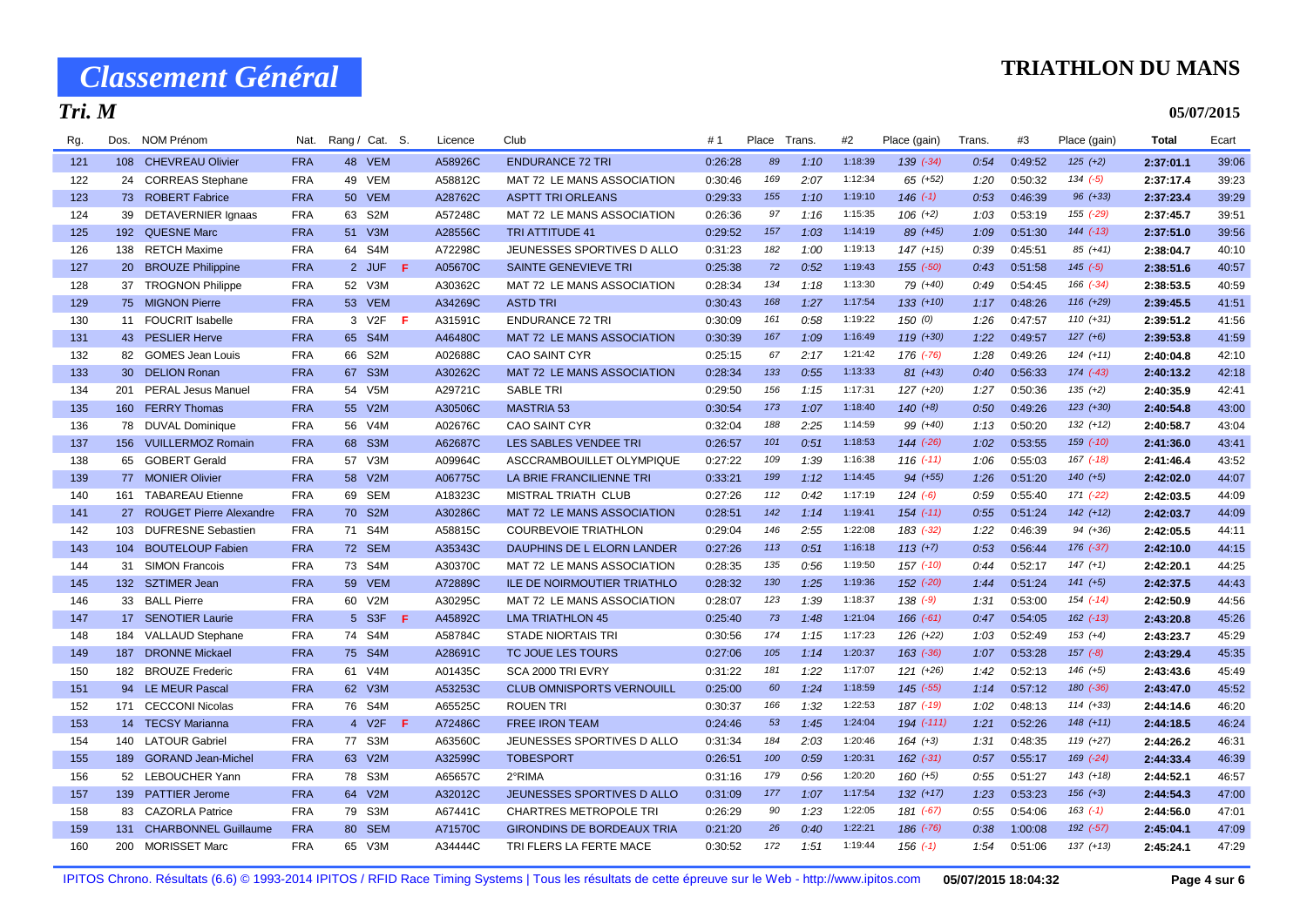# Classement Général

## TRIATHLON DU MANS

### Tri. M

05/07/2015

| Rg. | Dos. | NOM Prénom | Nat. | Rang / Cat. | | S. | Licence | Club | #1 | Place | Trans. | #2 | Place (gain) | Trans. | #3 | Place (gain) | Total | Ecart |
|---|---|---|---|---|---|---|---|---|---|---|---|---|---|---|---|---|---|---|
| 121 | 108 | CHEVREAU Olivier | FRA | 48 | VEM | | A58926C | ENDURANCE 72 TRI | 0:26:28 | 89 | 1:10 | 1:18:39 | 139 (-34) | 0:54 | 0:49:52 | 125 (+2) | 2:37:01.1 | 39:06 |
| 122 | 24 | CORREAS Stephane | FRA | 49 | VEM | | A58812C | MAT 72 LE MANS ASSOCIATION | 0:30:46 | 169 | 2:07 | 1:12:34 | 65 (+52) | 1:20 | 0:50:32 | 134 (-5) | 2:37:17.4 | 39:23 |
| 123 | 73 | ROBERT Fabrice | FRA | 50 | VEM | | A28762C | ASPTT TRI ORLEANS | 0:29:33 | 155 | 1:10 | 1:19:10 | 146 (-1) | 0:53 | 0:46:39 | 96 (+33) | 2:37:23.4 | 39:29 |
| 124 | 39 | DETAVERNIER Ignaas | FRA | 63 | S2M | | A57248C | MAT 72 LE MANS ASSOCIATION | 0:26:36 | 97 | 1:16 | 1:15:35 | 106 (+2) | 1:03 | 0:53:19 | 155 (-29) | 2:37:45.7 | 39:51 |
| 125 | 192 | QUESNE Marc | FRA | 51 | V3M | | A28556C | TRI ATTITUDE 41 | 0:29:52 | 157 | 1:03 | 1:14:19 | 89 (+45) | 1:09 | 0:51:30 | 144 (-13) | 2:37:51.0 | 39:56 |
| 126 | 138 | RETCH Maxime | FRA | 64 | S4M | | A72298C | JEUNESSES SPORTIVES D ALLO | 0:31:23 | 182 | 1:00 | 1:19:13 | 147 (+15) | 0:39 | 0:45:51 | 85 (+41) | 2:38:04.7 | 40:10 |
| 127 | 20 | BROUZE Philippine | FRA | 2 | JUF | F | A05670C | SAINTE GENEVIEVE TRI | 0:25:38 | 72 | 0:52 | 1:19:43 | 155 (-50) | 0:43 | 0:51:58 | 145 (-5) | 2:38:51.6 | 40:57 |
| 128 | 37 | TROGNON Philippe | FRA | 52 | V3M | | A30362C | MAT 72 LE MANS ASSOCIATION | 0:28:34 | 134 | 1:18 | 1:13:30 | 79 (+40) | 0:49 | 0:54:45 | 166 (-34) | 2:38:53.5 | 40:59 |
| 129 | 75 | MIGNON Pierre | FRA | 53 | VEM | | A34269C | ASTD TRI | 0:30:43 | 168 | 1:27 | 1:17:54 | 133 (+10) | 1:17 | 0:48:26 | 116 (+29) | 2:39:45.5 | 41:51 |
| 130 | 11 | FOUCRIT Isabelle | FRA | 3 | V2F | F | A31591C | ENDURANCE 72 TRI | 0:30:09 | 161 | 0:58 | 1:19:22 | 150 (0) | 1:26 | 0:47:57 | 110 (+31) | 2:39:51.2 | 41:56 |
| 131 | 43 | PESLIER Herve | FRA | 65 | S4M | | A46480C | MAT 72 LE MANS ASSOCIATION | 0:30:39 | 167 | 1:09 | 1:16:49 | 119 (+30) | 1:22 | 0:49:57 | 127 (+6) | 2:39:53.8 | 41:59 |
| 132 | 82 | GOMES Jean Louis | FRA | 66 | S2M | | A02688C | CAO SAINT CYR | 0:25:15 | 67 | 2:17 | 1:21:42 | 176 (-76) | 1:28 | 0:49:26 | 124 (+11) | 2:40:04.8 | 42:10 |
| 133 | 30 | DELION Ronan | FRA | 67 | S3M | | A30262C | MAT 72 LE MANS ASSOCIATION | 0:28:34 | 133 | 0:55 | 1:13:33 | 81 (+43) | 0:40 | 0:56:33 | 174 (-43) | 2:40:13.2 | 42:18 |
| 134 | 201 | PERAL Jesus Manuel | FRA | 54 | V5M | | A29721C | SABLE TRI | 0:29:50 | 156 | 1:15 | 1:17:31 | 127 (+20) | 1:27 | 0:50:36 | 135 (+2) | 2:40:35.9 | 42:41 |
| 135 | 160 | FERRY Thomas | FRA | 55 | V2M | | A30506C | MASTRIA 53 | 0:30:54 | 173 | 1:07 | 1:18:40 | 140 (+8) | 0:50 | 0:49:26 | 123 (+30) | 2:40:54.8 | 43:00 |
| 136 | 78 | DUVAL Dominique | FRA | 56 | V4M | | A02676C | CAO SAINT CYR | 0:32:04 | 188 | 2:25 | 1:14:59 | 99 (+40) | 1:13 | 0:50:20 | 132 (+12) | 2:40:58.7 | 43:04 |
| 137 | 156 | VUILLERMOZ Romain | FRA | 68 | S3M | | A62687C | LES SABLES VENDEE TRI | 0:26:57 | 101 | 0:51 | 1:18:53 | 144 (-26) | 1:02 | 0:53:55 | 159 (-10) | 2:41:36.0 | 43:41 |
| 138 | 65 | GOBERT Gerald | FRA | 57 | V3M | | A09964C | ASCCRAMBOUILLET OLYMPIQUE | 0:27:22 | 109 | 1:39 | 1:16:38 | 116 (-11) | 1:06 | 0:55:03 | 167 (-18) | 2:41:46.4 | 43:52 |
| 139 | 77 | MONIER Olivier | FRA | 58 | V2M | | A06775C | LA BRIE FRANCILIENNE TRI | 0:33:21 | 199 | 1:12 | 1:14:45 | 94 (+55) | 1:26 | 0:51:20 | 140 (+5) | 2:42:02.0 | 44:07 |
| 140 | 161 | TABAREAU Etienne | FRA | 69 | SEM | | A18323C | MISTRAL TRIATH CLUB | 0:27:26 | 112 | 0:42 | 1:17:19 | 124 (-6) | 0:59 | 0:55:40 | 171 (-22) | 2:42:03.5 | 44:09 |
| 141 | 27 | ROUGET Pierre Alexandre | FRA | 70 | S2M | | A30286C | MAT 72 LE MANS ASSOCIATION | 0:28:51 | 142 | 1:14 | 1:19:41 | 154 (-11) | 0:55 | 0:51:24 | 142 (+12) | 2:42:03.7 | 44:09 |
| 142 | 103 | DUFRESNE Sebastien | FRA | 71 | S4M | | A58815C | COURBEVOIE TRIATHLON | 0:29:04 | 146 | 2:55 | 1:22:08 | 183 (-32) | 1:22 | 0:46:39 | 94 (+36) | 2:42:05.5 | 44:11 |
| 143 | 104 | BOUTELOUP Fabien | FRA | 72 | SEM | | A35343C | DAUPHINS DE L ELORN LANDER | 0:27:26 | 113 | 0:51 | 1:16:18 | 113 (+7) | 0:53 | 0:56:44 | 176 (-37) | 2:42:10.0 | 44:15 |
| 144 | 31 | SIMON Francois | FRA | 73 | S4M | | A30370C | MAT 72 LE MANS ASSOCIATION | 0:28:35 | 135 | 0:56 | 1:19:50 | 157 (-10) | 0:44 | 0:52:17 | 147 (+1) | 2:42:20.1 | 44:25 |
| 145 | 132 | SZTIMER Jean | FRA | 59 | VEM | | A72889C | ILE DE NOIRMOUTIER TRIATHLO | 0:28:32 | 130 | 1:25 | 1:19:36 | 152 (-20) | 1:44 | 0:51:24 | 141 (+5) | 2:42:37.5 | 44:43 |
| 146 | 33 | BALL Pierre | FRA | 60 | V2M | | A30295C | MAT 72 LE MANS ASSOCIATION | 0:28:07 | 123 | 1:39 | 1:18:37 | 138 (-9) | 1:31 | 0:53:00 | 154 (-14) | 2:42:50.9 | 44:56 |
| 147 | 17 | SENOTIER Laurie | FRA | 5 | S3F | F | A45892C | LMA TRIATHLON 45 | 0:25:40 | 73 | 1:48 | 1:21:04 | 166 (-61) | 0:47 | 0:54:05 | 162 (-13) | 2:43:20.8 | 45:26 |
| 148 | 184 | VALLAUD Stephane | FRA | 74 | S4M | | A58784C | STADE NIORTAIS TRI | 0:30:56 | 174 | 1:15 | 1:17:23 | 126 (+22) | 1:03 | 0:52:49 | 153 (+4) | 2:43:23.7 | 45:29 |
| 149 | 187 | DRONNE Mickael | FRA | 75 | S4M | | A28691C | TC JOUE LES TOURS | 0:27:06 | 105 | 1:14 | 1:20:37 | 163 (-36) | 1:07 | 0:53:28 | 157 (-8) | 2:43:29.4 | 45:35 |
| 150 | 182 | BROUZE Frederic | FRA | 61 | V4M | | A01435C | SCA 2000 TRI EVRY | 0:31:22 | 181 | 1:22 | 1:17:07 | 121 (+26) | 1:42 | 0:52:13 | 146 (+5) | 2:43:43.6 | 45:49 |
| 151 | 94 | LE MEUR Pascal | FRA | 62 | V3M | | A53253C | CLUB OMNISPORTS VERNOUILL | 0:25:00 | 60 | 1:24 | 1:18:59 | 145 (-55) | 1:14 | 0:57:12 | 180 (-36) | 2:43:47.0 | 45:52 |
| 152 | 171 | CECCONI Nicolas | FRA | 76 | S4M | | A65525C | ROUEN TRI | 0:30:37 | 166 | 1:32 | 1:22:53 | 187 (-19) | 1:02 | 0:48:13 | 114 (+33) | 2:44:14.6 | 46:20 |
| 153 | 14 | TECSY Marianna | FRA | 4 | V2F | F | A72486C | FREE IRON TEAM | 0:24:46 | 53 | 1:45 | 1:24:04 | 194 (-111) | 1:21 | 0:52:26 | 148 (+11) | 2:44:18.5 | 46:24 |
| 154 | 140 | LATOUR Gabriel | FRA | 77 | S3M | | A63560C | JEUNESSES SPORTIVES D ALLO | 0:31:34 | 184 | 2:03 | 1:20:46 | 164 (+3) | 1:31 | 0:48:35 | 119 (+27) | 2:44:26.2 | 46:31 |
| 155 | 189 | GORAND Jean-Michel | FRA | 63 | V2M | | A32599C | TOBESPORT | 0:26:51 | 100 | 0:59 | 1:20:31 | 162 (-31) | 0:57 | 0:55:17 | 169 (-24) | 2:44:33.4 | 46:39 |
| 156 | 52 | LEBOUCHER Yann | FRA | 78 | S3M | | A65657C | 2°RIMA | 0:31:16 | 179 | 0:56 | 1:20:20 | 160 (+5) | 0:55 | 0:51:27 | 143 (+18) | 2:44:52.1 | 46:57 |
| 157 | 139 | PATTIER Jerome | FRA | 64 | V2M | | A32012C | JEUNESSES SPORTIVES D ALLO | 0:31:09 | 177 | 1:07 | 1:17:54 | 132 (+17) | 1:23 | 0:53:23 | 156 (+3) | 2:44:54.3 | 47:00 |
| 158 | 83 | CAZORLA Patrice | FRA | 79 | S3M | | A67441C | CHARTRES METROPOLE TRI | 0:26:29 | 90 | 1:23 | 1:22:05 | 181 (-67) | 0:55 | 0:54:06 | 163 (-1) | 2:44:56.0 | 47:01 |
| 159 | 131 | CHARBONNEL Guillaume | FRA | 80 | SEM | | A71570C | GIRONDINS DE BORDEAUX TRIA | 0:21:20 | 26 | 0:40 | 1:22:21 | 186 (-76) | 0:38 | 1:00:08 | 192 (-57) | 2:45:04.1 | 47:09 |
| 160 | 200 | MORISSET Marc | FRA | 65 | V3M | | A34444C | TRI FLERS LA FERTE MACE | 0:30:52 | 172 | 1:51 | 1:19:44 | 156 (-1) | 1:54 | 0:51:06 | 137 (+13) | 2:45:24.1 | 47:29 |

IPITOS Chrono. Résultats (6.6) © 1993-2014 IPITOS / RFID Race Timing Systems | Tous les résultats de cette épreuve sur le Web - http://www.ipitos.com 05/07/2015 18:04:32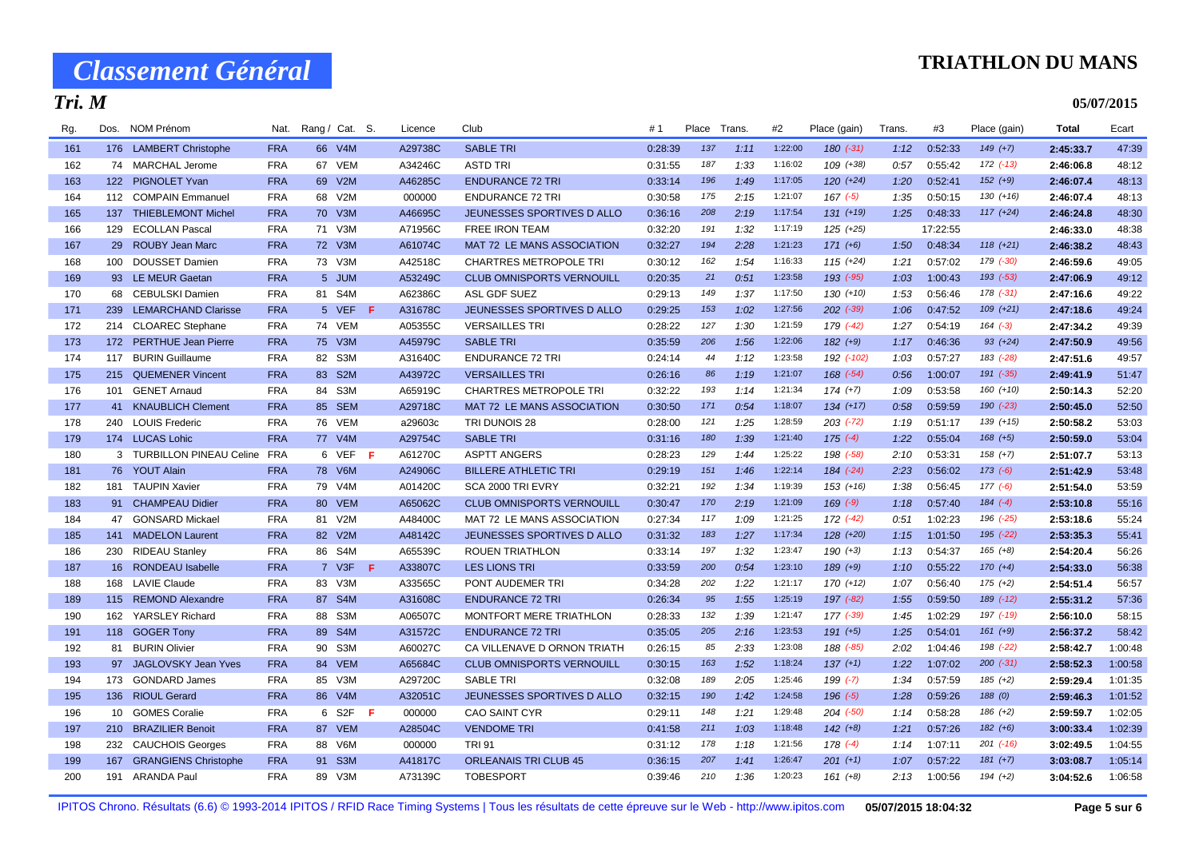# Classement Général

**TRIATHLON DU MANS**

***Tri. M***

**05/07/2015**

| Rg. | Dos. | NOM Prénom | Nat. | Rang / Cat. | S. | Licence | Club | # 1 | Place | Trans. | #2 | Place (gain) | Trans. | #3 | Place (gain) | Total | Ecart |
|---|---|---|---|---|---|---|---|---|---|---|---|---|---|---|---|---|---|
| 161 | 176 | LAMBERT Christophe | FRA | 66 V4M | | A29738C | SABLE TRI | 0:28:39 | 137 | 1:11 | 1:22:00 | 180 (-31) | 1:12 | 0:52:33 | 149 (+7) | 2:45:33.7 | 47:39 |
| 162 | 74 | MARCHAL Jerome | FRA | 67 VEM | | A34246C | ASTD TRI | 0:31:55 | 187 | 1:33 | 1:16:02 | 109 (+38) | 0:57 | 0:55:42 | 172 (-13) | 2:46:06.8 | 48:12 |
| 163 | 122 | PIGNOLET Yvan | FRA | 69 V2M | | A46285C | ENDURANCE 72 TRI | 0:33:14 | 196 | 1:49 | 1:17:05 | 120 (+24) | 1:20 | 0:52:41 | 152 (+9) | 2:46:07.4 | 48:13 |
| 164 | 112 | COMPAIN Emmanuel | FRA | 68 V2M | | 000000 | ENDURANCE 72 TRI | 0:30:58 | 175 | 2:15 | 1:21:07 | 167 (-5) | 1:35 | 0:50:15 | 130 (+16) | 2:46:07.4 | 48:13 |
| 165 | 137 | THIEBLEMONT Michel | FRA | 70 V3M | | A46695C | JEUNESSES SPORTIVES D ALLO | 0:36:16 | 208 | 2:19 | 1:17:54 | 131 (+19) | 1:25 | 0:48:33 | 117 (+24) | 2:46:24.8 | 48:30 |
| 166 | 129 | ECOLLAN Pascal | FRA | 71 V3M | | A71956C | FREE IRON TEAM | 0:32:20 | 191 | 1:32 | 1:17:19 | 125 (+25) | | 17:22:55 | | 2:46:33.0 | 48:38 |
| 167 | 29 | ROUBY Jean Marc | FRA | 72 V3M | | A61074C | MAT 72 LE MANS ASSOCIATION | 0:32:27 | 194 | 2:28 | 1:21:23 | 171 (+6) | 1:50 | 0:48:34 | 118 (+21) | 2:46:38.2 | 48:43 |
| 168 | 100 | DOUSSET Damien | FRA | 73 V3M | | A42518C | CHARTRES METROPOLE TRI | 0:30:12 | 162 | 1:54 | 1:16:33 | 115 (+24) | 1:21 | 0:57:02 | 179 (-30) | 2:46:59.6 | 49:05 |
| 169 | 93 | LE MEUR Gaetan | FRA | 5 JUM | | A53249C | CLUB OMNISPORTS VERNOUILL | 0:20:35 | 21 | 0:51 | 1:23:58 | 193 (-95) | 1:03 | 1:00:43 | 193 (-53) | 2:47:06.9 | 49:12 |
| 170 | 68 | CEBULSKI Damien | FRA | 81 S4M | | A62386C | ASL GDF SUEZ | 0:29:13 | 149 | 1:37 | 1:17:50 | 130 (+10) | 1:53 | 0:56:46 | 178 (-31) | 2:47:16.6 | 49:22 |
| 171 | 239 | LEMARCHAND Clarisse | FRA | 5 VEF | F | A31678C | JEUNESSES SPORTIVES D ALLO | 0:29:25 | 153 | 1:02 | 1:27:56 | 202 (-39) | 1:06 | 0:47:52 | 109 (+21) | 2:47:18.6 | 49:24 |
| 172 | 214 | CLOAREC Stephane | FRA | 74 VEM | | A05355C | VERSAILLES TRI | 0:28:22 | 127 | 1:30 | 1:21:59 | 179 (-42) | 1:27 | 0:54:19 | 164 (-3) | 2:47:34.2 | 49:39 |
| 173 | 172 | PERTHUE Jean Pierre | FRA | 75 V3M | | A45979C | SABLE TRI | 0:35:59 | 206 | 1:56 | 1:22:06 | 182 (+9) | 1:17 | 0:46:36 | 93 (+24) | 2:47:50.9 | 49:56 |
| 174 | 117 | BURIN Guillaume | FRA | 82 S3M | | A31640C | ENDURANCE 72 TRI | 0:24:14 | 44 | 1:12 | 1:23:58 | 192 (-102) | 1:03 | 0:57:27 | 183 (-28) | 2:47:51.6 | 49:57 |
| 175 | 215 | QUEMENER Vincent | FRA | 83 S2M | | A43972C | VERSAILLES TRI | 0:26:16 | 86 | 1:19 | 1:21:07 | 168 (-54) | 0:56 | 1:00:07 | 191 (-35) | 2:49:41.9 | 51:47 |
| 176 | 101 | GENET Arnaud | FRA | 84 S3M | | A65919C | CHARTRES METROPOLE TRI | 0:32:22 | 193 | 1:14 | 1:21:34 | 174 (+7) | 1:09 | 0:53:58 | 160 (+10) | 2:50:14.3 | 52:20 |
| 177 | 41 | KNAUBLICH Clement | FRA | 85 SEM | | A29718C | MAT 72 LE MANS ASSOCIATION | 0:30:50 | 171 | 0:54 | 1:18:07 | 134 (+17) | 0:58 | 0:59:59 | 190 (-23) | 2:50:45.0 | 52:50 |
| 178 | 240 | LOUIS Frederic | FRA | 76 VEM | | a29603c | TRI DUNOIS 28 | 0:28:00 | 121 | 1:25 | 1:28:59 | 203 (-72) | 1:19 | 0:51:17 | 139 (+15) | 2:50:58.2 | 53:03 |
| 179 | 174 | LUCAS Lohic | FRA | 77 V4M | | A29754C | SABLE TRI | 0:31:16 | 180 | 1:39 | 1:21:40 | 175 (-4) | 1:22 | 0:55:04 | 168 (+5) | 2:50:59.0 | 53:04 |
| 180 | 3 | TURBILLON PINEAU Celine | FRA | 6 VEF | F | A61270C | ASPTT ANGERS | 0:28:23 | 129 | 1:44 | 1:25:22 | 198 (-58) | 2:10 | 0:53:31 | 158 (+7) | 2:51:07.7 | 53:13 |
| 181 | 76 | YOUT Alain | FRA | 78 V6M | | A24906C | BILLERE ATHLETIC TRI | 0:29:19 | 151 | 1:46 | 1:22:14 | 184 (-24) | 2:23 | 0:56:02 | 173 (-6) | 2:51:42.9 | 53:48 |
| 182 | 181 | TAUPIN Xavier | FRA | 79 V4M | | A01420C | SCA 2000 TRI EVRY | 0:32:21 | 192 | 1:34 | 1:19:39 | 153 (+16) | 1:38 | 0:56:45 | 177 (-6) | 2:51:54.0 | 53:59 |
| 183 | 91 | CHAMPEAU Didier | FRA | 80 VEM | | A65062C | CLUB OMNISPORTS VERNOUILL | 0:30:47 | 170 | 2:19 | 1:21:09 | 169 (-9) | 1:18 | 0:57:40 | 184 (-4) | 2:53:10.8 | 55:16 |
| 184 | 47 | GONSARD Mickael | FRA | 81 V2M | | A48400C | MAT 72 LE MANS ASSOCIATION | 0:27:34 | 117 | 1:09 | 1:21:25 | 172 (-42) | 0:51 | 1:02:23 | 196 (-25) | 2:53:18.6 | 55:24 |
| 185 | 141 | MADELON Laurent | FRA | 82 V2M | | A48142C | JEUNESSES SPORTIVES D ALLO | 0:31:32 | 183 | 1:27 | 1:17:34 | 128 (+20) | 1:15 | 1:01:50 | 195 (-22) | 2:53:35.3 | 55:41 |
| 186 | 230 | RIDEAU Stanley | FRA | 86 S4M | | A65539C | ROUEN TRIATHLON | 0:33:14 | 197 | 1:32 | 1:23:47 | 190 (+3) | 1:13 | 0:54:37 | 165 (+8) | 2:54:20.4 | 56:26 |
| 187 | 16 | RONDEAU Isabelle | FRA | 7 V3F | F | A33807C | LES LIONS TRI | 0:33:59 | 200 | 0:54 | 1:23:10 | 189 (+9) | 1:10 | 0:55:22 | 170 (+4) | 2:54:33.0 | 56:38 |
| 188 | 168 | LAVIE Claude | FRA | 83 V3M | | A33565C | PONT AUDEMER TRI | 0:34:28 | 202 | 1:22 | 1:21:17 | 170 (+12) | 1:07 | 0:56:40 | 175 (+2) | 2:54:51.4 | 56:57 |
| 189 | 115 | REMOND Alexandre | FRA | 87 S4M | | A31608C | ENDURANCE 72 TRI | 0:26:34 | 95 | 1:55 | 1:25:19 | 197 (-82) | 1:55 | 0:59:50 | 189 (-12) | 2:55:31.2 | 57:36 |
| 190 | 162 | YARSLEY Richard | FRA | 88 S3M | | A06507C | MONTFORT MERE TRIATHLON | 0:28:33 | 132 | 1:39 | 1:21:47 | 177 (-39) | 1:45 | 1:02:29 | 197 (-19) | 2:56:10.0 | 58:15 |
| 191 | 118 | GOGER Tony | FRA | 89 S4M | | A31572C | ENDURANCE 72 TRI | 0:35:05 | 205 | 2:16 | 1:23:53 | 191 (+5) | 1:25 | 0:54:01 | 161 (+9) | 2:56:37.2 | 58:42 |
| 192 | 81 | BURIN Olivier | FRA | 90 S3M | | A60027C | CA VILLENAVE D ORNON TRIATH | 0:26:15 | 85 | 2:33 | 1:23:08 | 188 (-85) | 2:02 | 1:04:46 | 198 (-22) | 2:58:42.7 | 1:00:48 |
| 193 | 97 | JAGLOVSKY Jean Yves | FRA | 84 VEM | | A65684C | CLUB OMNISPORTS VERNOUILL | 0:30:15 | 163 | 1:52 | 1:18:24 | 137 (+1) | 1:22 | 1:07:02 | 200 (-31) | 2:58:52.3 | 1:00:58 |
| 194 | 173 | GONDARD James | FRA | 85 V3M | | A29720C | SABLE TRI | 0:32:08 | 189 | 2:05 | 1:25:46 | 199 (-7) | 1:34 | 0:57:59 | 185 (+2) | 2:59:29.4 | 1:01:35 |
| 195 | 136 | RIOUL Gerard | FRA | 86 V4M | | A32051C | JEUNESSES SPORTIVES D ALLO | 0:32:15 | 190 | 1:42 | 1:24:58 | 196 (-5) | 1:28 | 0:59:26 | 188 (0) | 2:59:46.3 | 1:01:52 |
| 196 | 10 | GOMES Coralie | FRA | 6 S2F | F | 000000 | CAO SAINT CYR | 0:29:11 | 148 | 1:21 | 1:29:48 | 204 (-50) | 1:14 | 0:58:28 | 186 (+2) | 2:59:59.7 | 1:02:05 |
| 197 | 210 | BRAZILIER Benoit | FRA | 87 VEM | | A28504C | VENDOME TRI | 0:41:58 | 211 | 1:03 | 1:18:48 | 142 (+8) | 1:21 | 0:57:26 | 182 (+6) | 3:00:33.4 | 1:02:39 |
| 198 | 232 | CAUCHOIS Georges | FRA | 88 V6M | | 000000 | TRI 91 | 0:31:12 | 178 | 1:18 | 1:21:56 | 178 (-4) | 1:14 | 1:07:11 | 201 (-16) | 3:02:49.5 | 1:04:55 |
| 199 | 167 | GRANGIENS Christophe | FRA | 91 S3M | | A41817C | ORLEANAIS TRI CLUB 45 | 0:36:15 | 207 | 1:41 | 1:26:47 | 201 (+1) | 1:07 | 0:57:22 | 181 (+7) | 3:03:08.7 | 1:05:14 |
| 200 | 191 | ARANDA Paul | FRA | 89 V3M | | A73139C | TOBESPORT | 0:39:46 | 210 | 1:36 | 1:20:23 | 161 (+8) | 2:13 | 1:00:56 | 194 (+2) | 3:04:52.6 | 1:06:58 |

IPITOS Chrono. Résultats (6.6) © 1993-2014 IPITOS / RFID Race Timing Systems | Tous les résultats de cette épreuve sur le Web - http://www.ipitos.com **05/07/2015 18:04:32**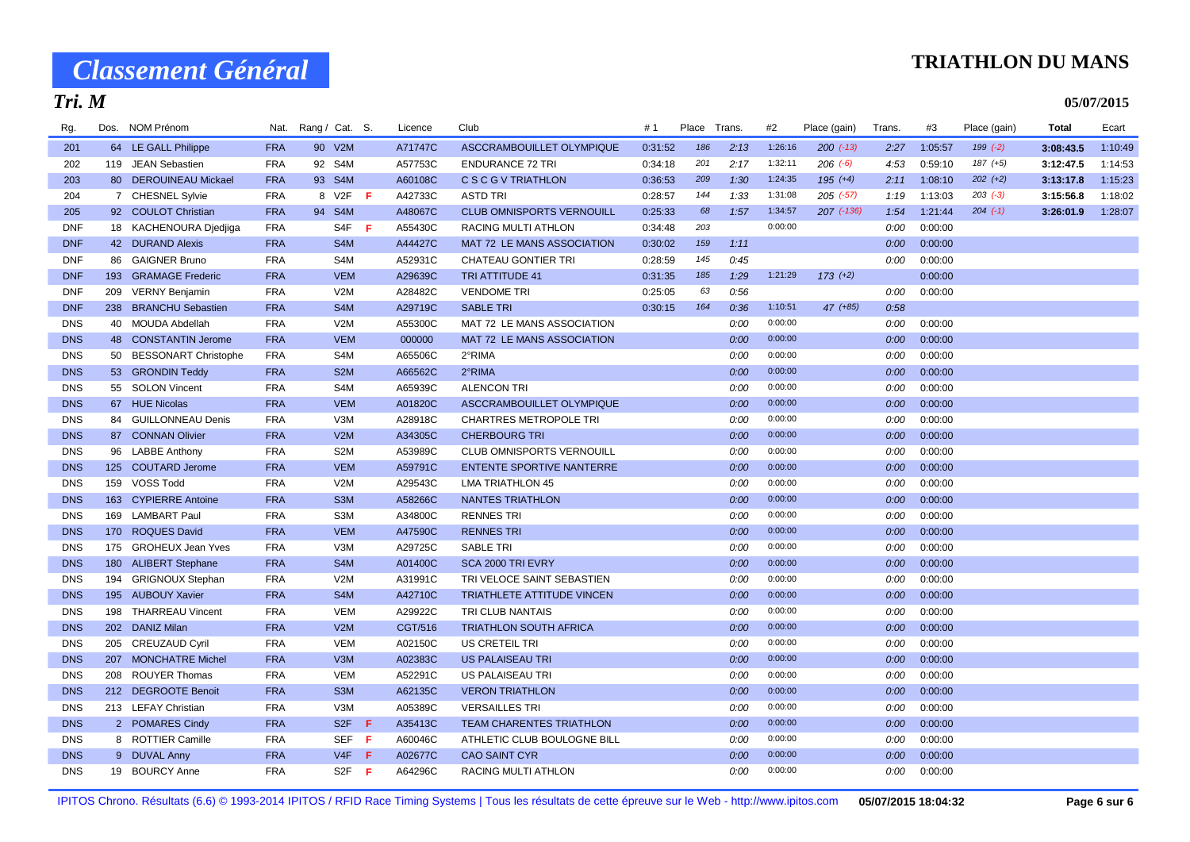| Rg. | Dos. | NOM Prénom | Nat. | Rang / Cat. | | S. | Licence | Club | #1 | Place | Trans. | #2 | Place (gain) | Trans. | #3 | Place (gain) | Total | Ecart |
|---|---|---|---|---|---|---|---|---|---|---|---|---|---|---|---|---|---|---|
| 201 | 64 | LE GALL Philippe | FRA | 90 | V2M | | A71747C | ASCCRAMBOUILLET OLYMPIQUE | 0:31:52 | 186 | 2:13 | 1:26:16 | 200 (-13) | 2:27 | 1:05:57 | 199 (-2) | **3:08:43.5** | 1:10:49 |
| 202 | 119 | JEAN Sebastien | FRA | 92 | S4M | | A57753C | ENDURANCE 72 TRI | 0:34:18 | 201 | 2:17 | 1:32:11 | 206 (-6) | 4:53 | 0:59:10 | 187 (+5) | **3:12:47.5** | 1:14:53 |
| 203 | 80 | DEROUINEAU Mickael | FRA | 93 | S4M | | A60108C | C S C G V TRIATHLON | 0:36:53 | 209 | 1:30 | 1:24:35 | 195 (+4) | 2:11 | 1:08:10 | 202 (+2) | **3:13:17.8** | 1:15:23 |
| 204 | 7 | CHESNEL Sylvie | FRA | 8 | V2F | F | A42733C | ASTD TRI | 0:28:57 | 144 | 1:33 | 1:31:08 | 205 (-57) | 1:19 | 1:13:03 | 203 (-3) | **3:15:56.8** | 1:18:02 |
| 205 | 92 | COULOT Christian | FRA | 94 | S4M | | A48067C | CLUB OMNISPORTS VERNOUILL | 0:25:33 | 68 | 1:57 | 1:34:57 | 207 (-136) | 1:54 | 1:21:44 | 204 (-1) | **3:26:01.9** | 1:28:07 |
| DNF | 18 | KACHENOURA Djedjiga | FRA | | S4F | F | A55430C | RACING MULTI ATHLON | 0:34:48 | 203 | | 0:00:00 | | 0:00 | 0:00:00 | | | |
| DNF | 42 | DURAND Alexis | FRA | | S4M | | A44427C | MAT 72 LE MANS ASSOCIATION | 0:30:02 | 159 | 1:11 | | | 0:00 | 0:00:00 | | | |
| DNF | 86 | GAIGNER Bruno | FRA | | S4M | | A52931C | CHATEAU GONTIER TRI | 0:28:59 | 145 | 0:45 | | | 0:00 | 0:00:00 | | | |
| DNF | 193 | GRAMAGE Frederic | FRA | | VEM | | A29639C | TRI ATTITUDE 41 | 0:31:35 | 185 | 1:29 | 1:21:29 | 173 (+2) | | 0:00:00 | | | |
| DNF | 209 | VERNY Benjamin | FRA | | V2M | | A28482C | VENDOME TRI | 0:25:05 | 63 | 0:56 | | | 0:00 | 0:00:00 | | | |
| DNF | 238 | BRANCHU Sebastien | FRA | | S4M | | A29719C | SABLE TRI | 0:30:15 | 164 | 0:36 | 1:10:51 | 47 (+85) | 0:58 | | | | |
| DNS | 40 | MOUDA Abdellah | FRA | | V2M | | A55300C | MAT 72 LE MANS ASSOCIATION | | | 0:00 | 0:00:00 | | 0:00 | 0:00:00 | | | |
| DNS | 48 | CONSTANTIN Jerome | FRA | | VEM | | 000000 | MAT 72 LE MANS ASSOCIATION | | | 0:00 | 0:00:00 | | 0:00 | 0:00:00 | | | |
| DNS | 50 | BESSONART Christophe | FRA | | S4M | | A65506C | 2°RIMA | | | 0:00 | 0:00:00 | | 0:00 | 0:00:00 | | | |
| DNS | 53 | GRONDIN Teddy | FRA | | S2M | | A66562C | 2°RIMA | | | 0:00 | 0:00:00 | | 0:00 | 0:00:00 | | | |
| DNS | 55 | SOLON Vincent | FRA | | S4M | | A65939C | ALENCON TRI | | | 0:00 | 0:00:00 | | 0:00 | 0:00:00 | | | |
| DNS | 67 | HUE Nicolas | FRA | | VEM | | A01820C | ASCCRAMBOUILLET OLYMPIQUE | | | 0:00 | 0:00:00 | | 0:00 | 0:00:00 | | | |
| DNS | 84 | GUILLONNEAU Denis | FRA | | V3M | | A28918C | CHARTRES METROPOLE TRI | | | 0:00 | 0:00:00 | | 0:00 | 0:00:00 | | | |
| DNS | 87 | CONNAN Olivier | FRA | | V2M | | A34305C | CHERBOURG TRI | | | 0:00 | 0:00:00 | | 0:00 | 0:00:00 | | | |
| DNS | 96 | LABBE Anthony | FRA | | S2M | | A53989C | CLUB OMNISPORTS VERNOUILL | | | 0:00 | 0:00:00 | | 0:00 | 0:00:00 | | | |
| DNS | 125 | COUTARD Jerome | FRA | | VEM | | A59791C | ENTENTE SPORTIVE NANTERRE | | | 0:00 | 0:00:00 | | 0:00 | 0:00:00 | | | |
| DNS | 159 | VOSS Todd | FRA | | V2M | | A29543C | LMA TRIATHLON 45 | | | 0:00 | 0:00:00 | | 0:00 | 0:00:00 | | | |
| DNS | 163 | CYPIERRE Antoine | FRA | | S3M | | A58266C | NANTES TRIATHLON | | | 0:00 | 0:00:00 | | 0:00 | 0:00:00 | | | |
| DNS | 169 | LAMBART Paul | FRA | | S3M | | A34800C | RENNES TRI | | | 0:00 | 0:00:00 | | 0:00 | 0:00:00 | | | |
| DNS | 170 | ROQUES David | FRA | | VEM | | A47590C | RENNES TRI | | | 0:00 | 0:00:00 | | 0:00 | 0:00:00 | | | |
| DNS | 175 | GROHEUX Jean Yves | FRA | | V3M | | A29725C | SABLE TRI | | | 0:00 | 0:00:00 | | 0:00 | 0:00:00 | | | |
| DNS | 180 | ALIBERT Stephane | FRA | | S4M | | A01400C | SCA 2000 TRI EVRY | | | 0:00 | 0:00:00 | | 0:00 | 0:00:00 | | | |
| DNS | 194 | GRIGNOUX Stephan | FRA | | V2M | | A31991C | TRI VELOCE SAINT SEBASTIEN | | | 0:00 | 0:00:00 | | 0:00 | 0:00:00 | | | |
| DNS | 195 | AUBOUY Xavier | FRA | | S4M | | A42710C | TRIATHLETE ATTITUDE VINCEN | | | 0:00 | 0:00:00 | | 0:00 | 0:00:00 | | | |
| DNS | 198 | THARREAU Vincent | FRA | | VEM | | A29922C | TRI CLUB NANTAIS | | | 0:00 | 0:00:00 | | 0:00 | 0:00:00 | | | |
| DNS | 202 | DANIZ Milan | FRA | | V2M | | CGT/516 | TRIATHLON SOUTH AFRICA | | | 0:00 | 0:00:00 | | 0:00 | 0:00:00 | | | |
| DNS | 205 | CREUZAUD Cyril | FRA | | VEM | | A02150C | US CRETEIL TRI | | | 0:00 | 0:00:00 | | 0:00 | 0:00:00 | | | |
| DNS | 207 | MONCHATRE Michel | FRA | | V3M | | A02383C | US PALAISEAU TRI | | | 0:00 | 0:00:00 | | 0:00 | 0:00:00 | | | |
| DNS | 208 | ROUYER Thomas | FRA | | VEM | | A52291C | US PALAISEAU TRI | | | 0:00 | 0:00:00 | | 0:00 | 0:00:00 | | | |
| DNS | 212 | DEGROOTE Benoit | FRA | | S3M | | A62135C | VERON TRIATHLON | | | 0:00 | 0:00:00 | | 0:00 | 0:00:00 | | | |
| DNS | 213 | LEFAY Christian | FRA | | V3M | | A05389C | VERSAILLES TRI | | | 0:00 | 0:00:00 | | 0:00 | 0:00:00 | | | |
| DNS | 2 | POMARES Cindy | FRA | | S2F | F | A35413C | TEAM CHARENTES TRIATHLON | | | 0:00 | 0:00:00 | | 0:00 | 0:00:00 | | | |
| DNS | 8 | ROTTIER Camille | FRA | | SEF | F | A60046C | ATHLETIC CLUB BOULOGNE BILL | | | 0:00 | 0:00:00 | | 0:00 | 0:00:00 | | | |
| DNS | 9 | DUVAL Anny | FRA | | V4F | F | A02677C | CAO SAINT CYR | | | 0:00 | 0:00:00 | | 0:00 | 0:00:00 | | | |
| DNS | 19 | BOURCY Anne | FRA | | S2F | F | A64296C | RACING MULTI ATHLON | | | 0:00 | 0:00:00 | | 0:00 | 0:00:00 | | | |